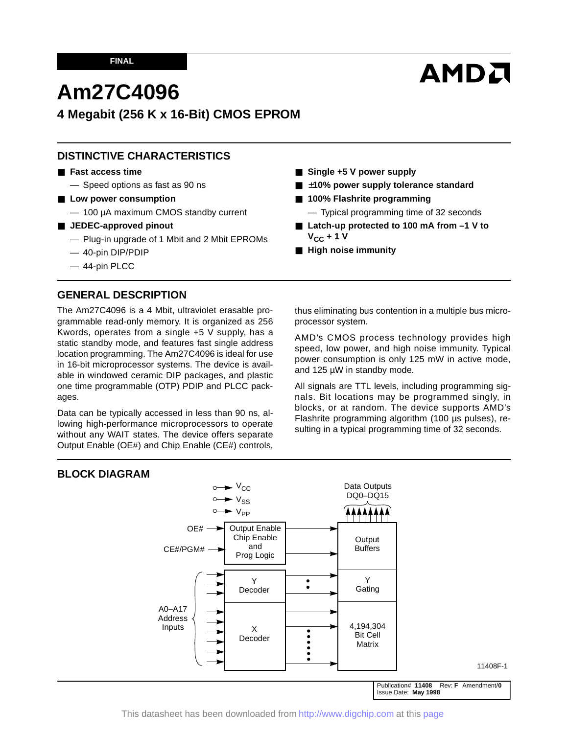FINAL

# Am27C4096

## 4 Megabit (256 K x 16-Bit) CMOS EPROM

### DISTINCTIVE CHARACTERISTICS

- **Fast access time**
  - Speed options as fast as 90 ns
- **Low power consumption**
  - 100 µA maximum CMOS standby current
- **JEDEC-approved pinout**
  - Plug-in upgrade of 1 Mbit and 2 Mbit EPROMs
  - 40-pin DIP/PDIP
  - 44-pin PLCC
- **Single +5 V power supply**
- **±10% power supply tolerance standard**
- **100% Flashrite programming**
  - Typical programming time of 32 seconds
- **Latch-up protected to 100 mA from –1 V to $V_{CC}$ + 1 V**
- **High noise immunity**

### GENERAL DESCRIPTION

The Am27C4096 is a 4 Mbit, ultraviolet erasable programmable read-only memory. It is organized as 256 Kwords, operates from a single +5 V supply, has a static standby mode, and features fast single address location programming. The Am27C4096 is ideal for use in 16-bit microprocessor systems. The device is available in windowed ceramic DIP packages, and plastic one time programmable (OTP) PDIP and PLCC packages.

Data can be typically accessed in less than 90 ns, allowing high-performance microprocessors to operate without any WAIT states. The device offers separate Output Enable (OE#) and Chip Enable (CE#) controls, thus eliminating bus contention in a multiple bus microprocessor system.

AMD's CMOS process technology provides high speed, low power, and high noise immunity. Typical power consumption is only 125 mW in active mode, and 125 µW in standby mode.

All signals are TTL levels, including programming signals. Bit locations may be programmed singly, in blocks, or at random. The device supports AMD's Flashrite programming algorithm (100 µs pulses), resulting in a typical programming time of 32 seconds.

### BLOCK DIAGRAM

$V_{CC}$, $V_{SS}$, $V_{PP}$

OE# → Output Enable Chip Enable and Prog Logic; CE#/PGM# → Output Enable Chip Enable and Prog Logic → Output Buffers → Data Outputs DQ0–DQ15

A0–A17 Address Inputs → Y Decoder → Y Gating

A0–A17 Address Inputs → X Decoder → 4,194,304 Bit Cell Matrix

11408F-1

Publication# **11408** Rev: **F** Amendment/**0**
Issue Date: **May 1998**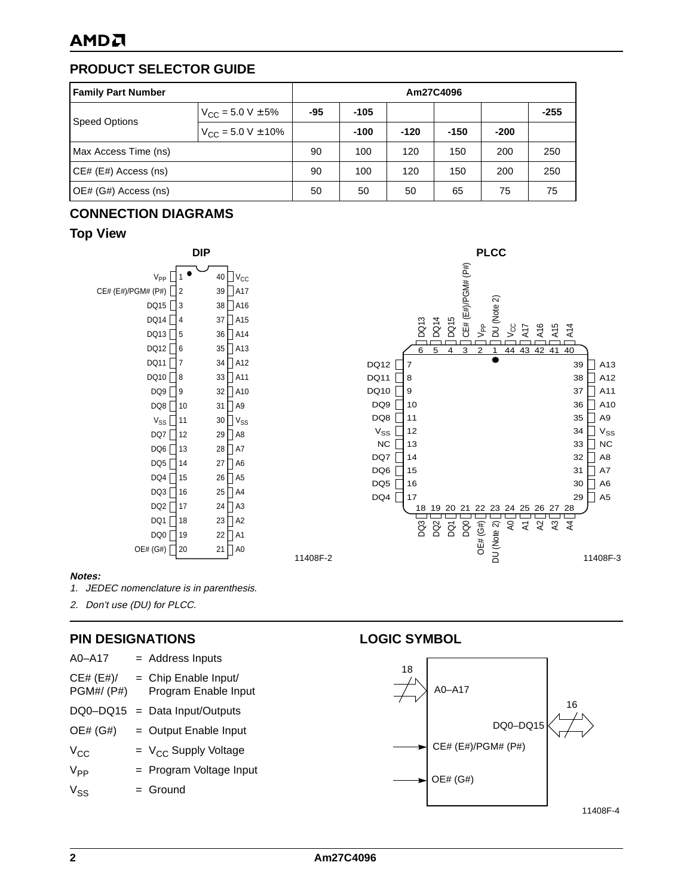## PRODUCT SELECTOR GUIDE

| Family Part Number | | Am27C4096 | | | | | |
|---|---|---|---|---|---|---|---|
| Speed Options | $V_{CC}$ = 5.0 V ± 5% | -95 | -105 | | | | -255 |
| | $V_{CC}$ = 5.0 V ± 10% | | -100 | -120 | -150 | -200 | |
| Max Access Time (ns) | | 90 | 100 | 120 | 150 | 200 | 250 |
| CE# (E#) Access (ns) | | 90 | 100 | 120 | 150 | 200 | 250 |
| OE# (G#) Access (ns) | | 50 | 50 | 50 | 65 | 75 | 75 |

## CONNECTION DIAGRAMS

### Top View

**DIP**

| Pin | Name | Pin | Name |
|---|---|---|---|
| 1 | $V_{PP}$ | 40 | $V_{CC}$ |
| 2 | CE# (E#)/PGM# (P#) | 39 | A17 |
| 3 | DQ15 | 38 | A16 |
| 4 | DQ14 | 37 | A15 |
| 5 | DQ13 | 36 | A14 |
| 6 | DQ12 | 35 | A13 |
| 7 | DQ11 | 34 | A12 |
| 8 | DQ10 | 33 | A11 |
| 9 | DQ9 | 32 | A10 |
| 10 | DQ8 | 31 | A9 |
| 11 | $V_{SS}$ | 30 | $V_{SS}$ |
| 12 | DQ7 | 29 | A8 |
| 13 | DQ6 | 28 | A7 |
| 14 | DQ5 | 27 | A6 |
| 15 | DQ4 | 26 | A5 |
| 16 | DQ3 | 25 | A4 |
| 17 | DQ2 | 24 | A3 |
| 18 | DQ1 | 23 | A2 |
| 19 | DQ0 | 22 | A1 |
| 20 | OE# (G#) | 21 | A0 |

11408F-2

**PLCC**

| Pin | Name | Pin | Name |
|---|---|---|---|
| 1 | DU (Note 2) | 23 | DU (Note 2) |
| 2 | $V_{PP}$ | 24 | A0 |
| 3 | CE# (E#)/PGM# (P#) | 25 | A1 |
| 4 | DQ15 | 26 | A2 |
| 5 | DQ14 | 27 | A3 |
| 6 | DQ13 | 28 | A4 |
| 7 | DQ12 | 29 | A5 |
| 8 | DQ11 | 30 | A6 |
| 9 | DQ10 | 31 | A7 |
| 10 | DQ9 | 32 | A8 |
| 11 | DQ8 | 33 | NC |
| 12 | $V_{SS}$ | 34 | $V_{SS}$ |
| 13 | NC | 35 | A9 |
| 14 | DQ7 | 36 | A10 |
| 15 | DQ6 | 37 | A11 |
| 16 | DQ5 | 38 | A12 |
| 17 | DQ4 | 39 | A13 |
| 18 | DQ3 | 40 | A14 |
| 19 | DQ2 | 41 | A15 |
| 20 | DQ1 | 42 | A16 |
| 21 | DQ0 | 43 | A17 |
| 22 | OE# (G#) | 44 | $V_{CC}$ |

11408F-3

***Notes:***

1. *JEDEC nomenclature is in parenthesis.*
2. *Don't use (DU) for PLCC.*

## PIN DESIGNATIONS

A0–A17 = Address Inputs

CE# (E#)/PGM#/ (P#) = Chip Enable Input/Program Enable Input

DQ0–DQ15 = Data Input/Outputs

OE# (G#) = Output Enable Input

$V_{CC}$ = $V_{CC}$ Supply Voltage

$V_{PP}$ = Program Voltage Input

$V_{SS}$ = Ground

## LOGIC SYMBOL

- A0–A17 (18 inputs)
- DQ0–DQ15 (16, bidirectional)
- CE# (E#)/PGM# (P#)
- OE# (G#)

11408F-4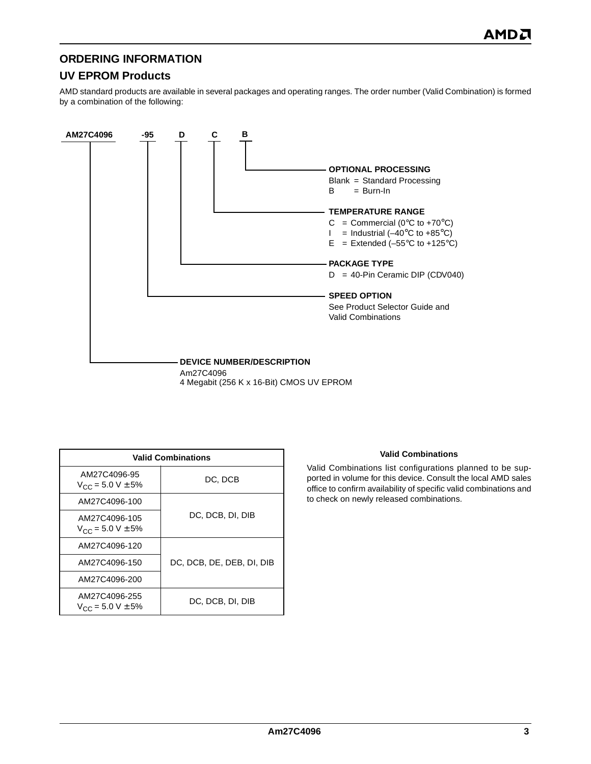## ORDERING INFORMATION

### UV EPROM Products

AMD standard products are available in several packages and operating ranges. The order number (Valid Combination) is formed by a combination of the following:

**AM27C4096 -95 D C B**

**OPTIONAL PROCESSING**
Blank = Standard Processing
B = Burn-In

**TEMPERATURE RANGE**
C = Commercial (0°C to +70°C)
I = Industrial (–40°C to +85°C)
E = Extended (–55°C to +125°C)

**PACKAGE TYPE**
D = 40-Pin Ceramic DIP (CDV040)

**SPEED OPTION**
See Product Selector Guide and Valid Combinations

**DEVICE NUMBER/DESCRIPTION**
Am27C4096
4 Megabit (256 K x 16-Bit) CMOS UV EPROM

| Valid Combinations | |
|---|---|
| AM27C4096-95<br>$V_{CC}$ = 5.0 V ± 5% | DC, DCB |
| AM27C4096-100 | DC, DCB, DI, DIB |
| AM27C4096-105<br>$V_{CC}$ = 5.0 V ± 5% | DC, DCB, DI, DIB |
| AM27C4096-120 | DC, DCB, DE, DEB, DI, DIB |
| AM27C4096-150 | DC, DCB, DE, DEB, DI, DIB |
| AM27C4096-200 | DC, DCB, DE, DEB, DI, DIB |
| AM27C4096-255<br>$V_{CC}$ = 5.0 V ± 5% | DC, DCB, DI, DIB |

**Valid Combinations**

Valid Combinations list configurations planned to be supported in volume for this device. Consult the local AMD sales office to confirm availability of specific valid combinations and to check on newly released combinations.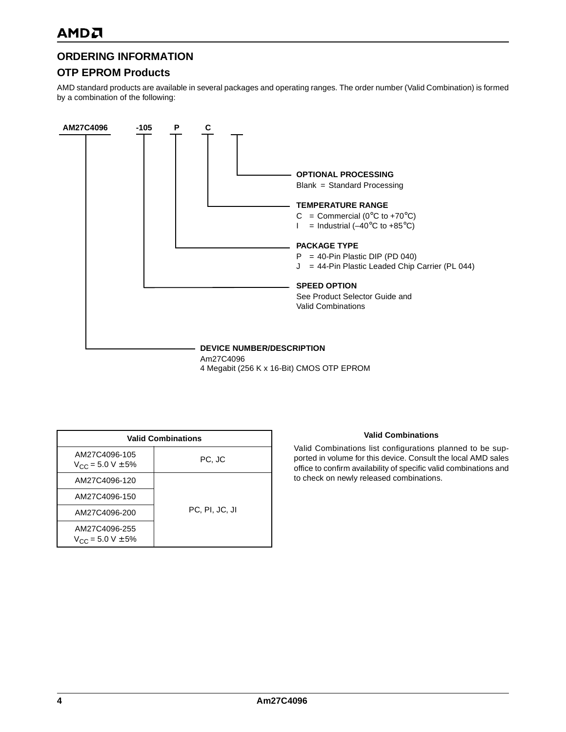## ORDERING INFORMATION

### OTP EPROM Products

AMD standard products are available in several packages and operating ranges. The order number (Valid Combination) is formed by a combination of the following:

**AM27C4096** **-105** **P** **C**

**OPTIONAL PROCESSING**
Blank = Standard Processing

**TEMPERATURE RANGE**
C = Commercial (0°C to +70°C)
I = Industrial (–40°C to +85°C)

**PACKAGE TYPE**
P = 40-Pin Plastic DIP (PD 040)
J = 44-Pin Plastic Leaded Chip Carrier (PL 044)

**SPEED OPTION**
See Product Selector Guide and Valid Combinations

**DEVICE NUMBER/DESCRIPTION**
Am27C4096
4 Megabit (256 K x 16-Bit) CMOS OTP EPROM

| Valid Combinations | |
|---|---|
| AM27C4096-105 $V_{CC}$ = 5.0 V ± 5% | PC, JC |
| AM27C4096-120 | PC, PI, JC, JI |
| AM27C4096-150 | |
| AM27C4096-200 | |
| AM27C4096-255 $V_{CC}$ = 5.0 V ± 5% | |

**Valid Combinations**

Valid Combinations list configurations planned to be supported in volume for this device. Consult the local AMD sales office to confirm availability of specific valid combinations and to check on newly released combinations.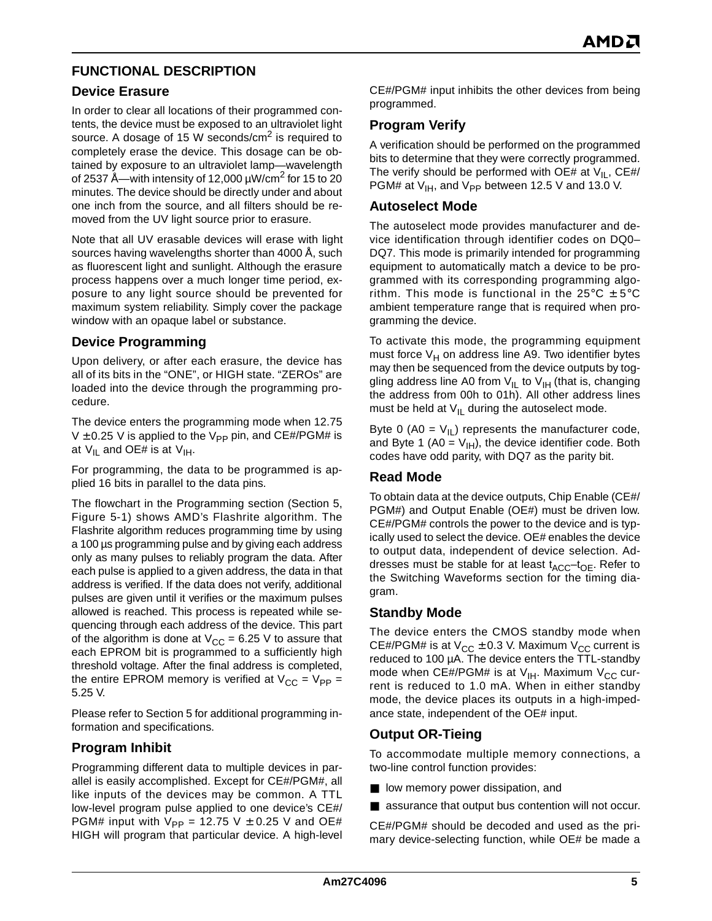## FUNCTIONAL DESCRIPTION

### Device Erasure

In order to clear all locations of their programmed contents, the device must be exposed to an ultraviolet light source. A dosage of 15 W seconds/cm$^2$ is required to completely erase the device. This dosage can be obtained by exposure to an ultraviolet lamp—wavelength of 2537 Å—with intensity of 12,000 μW/cm$^2$ for 15 to 20 minutes. The device should be directly under and about one inch from the source, and all filters should be removed from the UV light source prior to erasure.

Note that all UV erasable devices will erase with light sources having wavelengths shorter than 4000 Å, such as fluorescent light and sunlight. Although the erasure process happens over a much longer time period, exposure to any light source should be prevented for maximum system reliability. Simply cover the package window with an opaque label or substance.

### Device Programming

Upon delivery, or after each erasure, the device has all of its bits in the "ONE", or HIGH state. "ZEROs" are loaded into the device through the programming procedure.

The device enters the programming mode when 12.75 V ± 0.25 V is applied to the $V_{PP}$ pin, and CE#/PGM# is at $V_{IL}$ and OE# is at $V_{IH}$.

For programming, the data to be programmed is applied 16 bits in parallel to the data pins.

The flowchart in the Programming section (Section 5, Figure 5-1) shows AMD's Flashrite algorithm. The Flashrite algorithm reduces programming time by using a 100 µs programming pulse and by giving each address only as many pulses to reliably program the data. After each pulse is applied to a given address, the data in that address is verified. If the data does not verify, additional pulses are given until it verifies or the maximum pulses allowed is reached. This process is repeated while sequencing through each address of the device. This part of the algorithm is done at $V_{CC}$ = 6.25 V to assure that each EPROM bit is programmed to a sufficiently high threshold voltage. After the final address is completed, the entire EPROM memory is verified at $V_{CC}$ = $V_{PP}$ = 5.25 V.

Please refer to Section 5 for additional programming information and specifications.

### Program Inhibit

Programming different data to multiple devices in parallel is easily accomplished. Except for CE#/PGM#, all like inputs of the devices may be common. A TTL low-level program pulse applied to one device's CE#/PGM# input with $V_{PP}$ = 12.75 V ± 0.25 V and OE# HIGH will program that particular device. A high-level CE#/PGM# input inhibits the other devices from being programmed.

### Program Verify

A verification should be performed on the programmed bits to determine that they were correctly programmed. The verify should be performed with OE# at $V_{IL}$, CE#/PGM# at $V_{IH}$, and $V_{PP}$ between 12.5 V and 13.0 V.

### Autoselect Mode

The autoselect mode provides manufacturer and device identification through identifier codes on DQ0–DQ7. This mode is primarily intended for programming equipment to automatically match a device to be programmed with its corresponding programming algorithm. This mode is functional in the 25°C ± 5°C ambient temperature range that is required when programming the device.

To activate this mode, the programming equipment must force $V_H$ on address line A9. Two identifier bytes may then be sequenced from the device outputs by toggling address line A0 from $V_{IL}$ to $V_{IH}$ (that is, changing the address from 00h to 01h). All other address lines must be held at $V_{IL}$ during the autoselect mode.

Byte 0 (A0 = $V_{IL}$) represents the manufacturer code, and Byte 1 (A0 = $V_{IH}$), the device identifier code. Both codes have odd parity, with DQ7 as the parity bit.

### Read Mode

To obtain data at the device outputs, Chip Enable (CE#/PGM#) and Output Enable (OE#) must be driven low. CE#/PGM# controls the power to the device and is typically used to select the device. OE# enables the device to output data, independent of device selection. Addresses must be stable for at least $t_{ACC}$–$t_{OE}$. Refer to the Switching Waveforms section for the timing diagram.

### Standby Mode

The device enters the CMOS standby mode when CE#/PGM# is at $V_{CC}$ ± 0.3 V. Maximum $V_{CC}$ current is reduced to 100 µA. The device enters the TTL-standby mode when CE#/PGM# is at $V_{IH}$. Maximum $V_{CC}$ current is reduced to 1.0 mA. When in either standby mode, the device places its outputs in a high-impedance state, independent of the OE# input.

### Output OR-Tieing

To accommodate multiple memory connections, a two-line control function provides:

- low memory power dissipation, and
- assurance that output bus contention will not occur.

CE#/PGM# should be decoded and used as the primary device-selecting function, while OE# be made a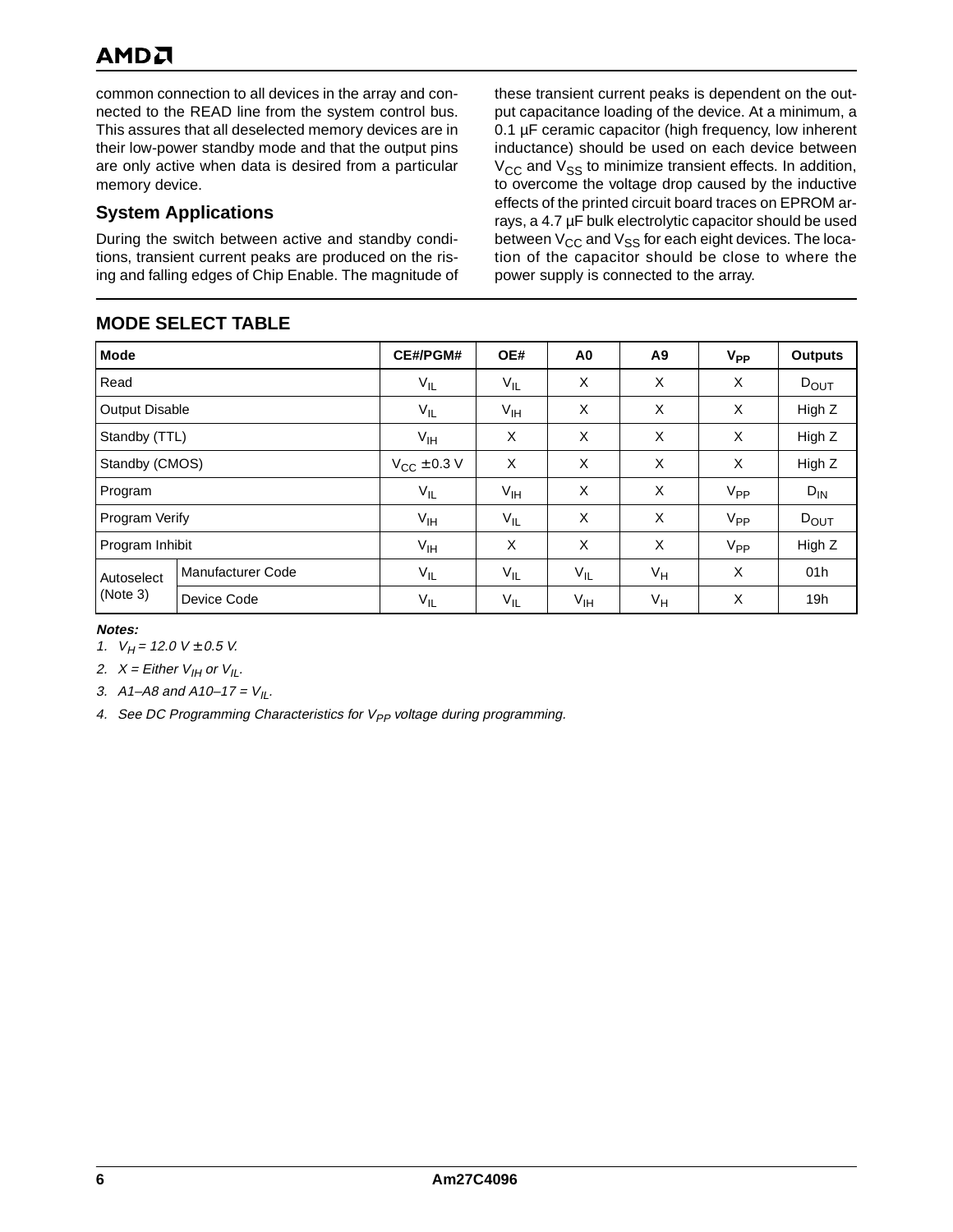common connection to all devices in the array and connected to the READ line from the system control bus. This assures that all deselected memory devices are in their low-power standby mode and that the output pins are only active when data is desired from a particular memory device.

## System Applications

During the switch between active and standby conditions, transient current peaks are produced on the rising and falling edges of Chip Enable. The magnitude of these transient current peaks is dependent on the output capacitance loading of the device. At a minimum, a 0.1 µF ceramic capacitor (high frequency, low inherent inductance) should be used on each device between $V_{CC}$ and $V_{SS}$ to minimize transient effects. In addition, to overcome the voltage drop caused by the inductive effects of the printed circuit board traces on EPROM arrays, a 4.7 µF bulk electrolytic capacitor should be used between $V_{CC}$ and $V_{SS}$ for each eight devices. The location of the capacitor should be close to where the power supply is connected to the array.

## MODE SELECT TABLE

| Mode | | CE#/PGM# | OE# | A0 | A9 | $V_{PP}$ | Outputs |
|---|---|---|---|---|---|---|---|
| Read | | $V_{IL}$ | $V_{IL}$ | X | X | X | $D_{OUT}$ |
| Output Disable | | $V_{IL}$ | $V_{IH}$ | X | X | X | High Z |
| Standby (TTL) | | $V_{IH}$ | X | X | X | X | High Z |
| Standby (CMOS) | | $V_{CC} \pm 0.3$ V | X | X | X | X | High Z |
| Program | | $V_{IL}$ | $V_{IH}$ | X | X | $V_{PP}$ | $D_{IN}$ |
| Program Verify | | $V_{IH}$ | $V_{IL}$ | X | X | $V_{PP}$ | $D_{OUT}$ |
| Program Inhibit | | $V_{IH}$ | X | X | X | $V_{PP}$ | High Z |
| Autoselect (Note 3) | Manufacturer Code | $V_{IL}$ | $V_{IL}$ | $V_{IL}$ | $V_H$ | X | 01h |
| | Device Code | $V_{IL}$ | $V_{IL}$ | $V_{IH}$ | $V_H$ | X | 19h |

***Notes:***

1. *$V_H = 12.0 V \pm 0.5 V$.*
2. *$X$ = Either $V_{IH}$ or $V_{IL}$.*
3. *A1–A8 and A10–17 = $V_{IL}$.*
4. *See DC Programming Characteristics for $V_{PP}$ voltage during programming.*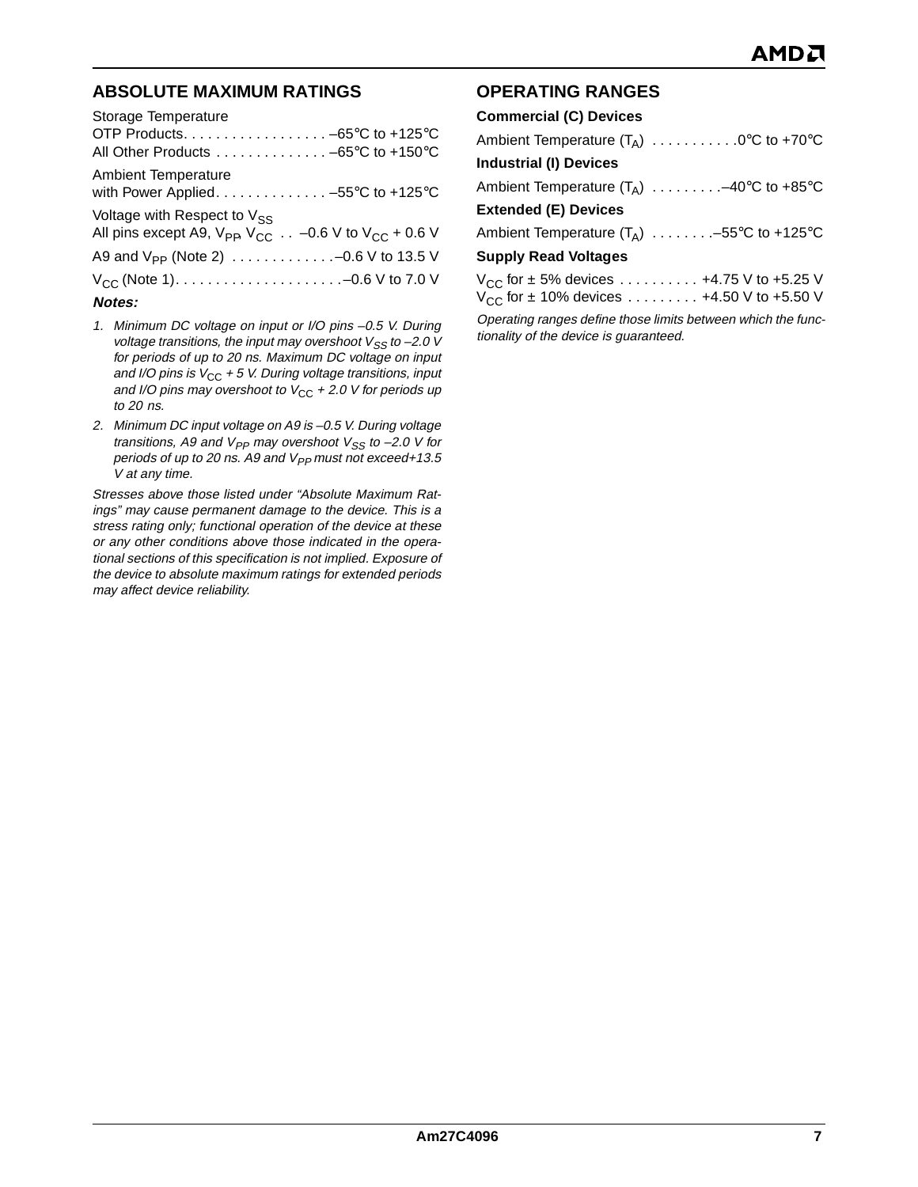## ABSOLUTE MAXIMUM RATINGS

Storage Temperature
OTP Products. . . . . . . . . . . . . . . . . . –65°C to +125°C
All Other Products . . . . . . . . . . . . . . –65°C to +150°C

Ambient Temperature
with Power Applied. . . . . . . . . . . . . . –55°C to +125°C

Voltage with Respect to $V_{SS}$
All pins except A9, $V_{PP}$, $V_{CC}$ . . –0.6 V to $V_{CC}$ + 0.6 V

A9 and $V_{PP}$ (Note 2) . . . . . . . . . . . . .–0.6 V to 13.5 V

$V_{CC}$ (Note 1). . . . . . . . . . . . . . . . . . . . .–0.6 V to 7.0 V

**Notes:**

1. *Minimum DC voltage on input or I/O pins –0.5 V. During voltage transitions, the input may overshoot $V_{SS}$ to –2.0 V for periods of up to 20 ns. Maximum DC voltage on input and I/O pins is $V_{CC}$ + 5 V. During voltage transitions, input and I/O pins may overshoot to $V_{CC}$ + 2.0 V for periods up to 20 ns.*
2. *Minimum DC input voltage on A9 is –0.5 V. During voltage transitions, A9 and $V_{PP}$ may overshoot $V_{SS}$ to –2.0 V for periods of up to 20 ns. A9 and $V_{PP}$ must not exceed+13.5 V at any time.*

*Stresses above those listed under “Absolute Maximum Ratings” may cause permanent damage to the device. This is a stress rating only; functional operation of the device at these or any other conditions above those indicated in the operational sections of this specification is not implied. Exposure of the device to absolute maximum ratings for extended periods may affect device reliability.*

## OPERATING RANGES

**Commercial (C) Devices**

Ambient Temperature ($T_A$) . . . . . . . . . . .0°C to +70°C

**Industrial (I) Devices**

Ambient Temperature ($T_A$) . . . . . . . . .–40°C to +85°C

**Extended (E) Devices**

Ambient Temperature ($T_A$) . . . . . . . .–55°C to +125°C

**Supply Read Voltages**

$V_{CC}$ for ± 5% devices . . . . . . . . . . +4.75 V to +5.25 V
$V_{CC}$ for ± 10% devices . . . . . . . . . +4.50 V to +5.50 V

*Operating ranges define those limits between which the functionality of the device is guaranteed.*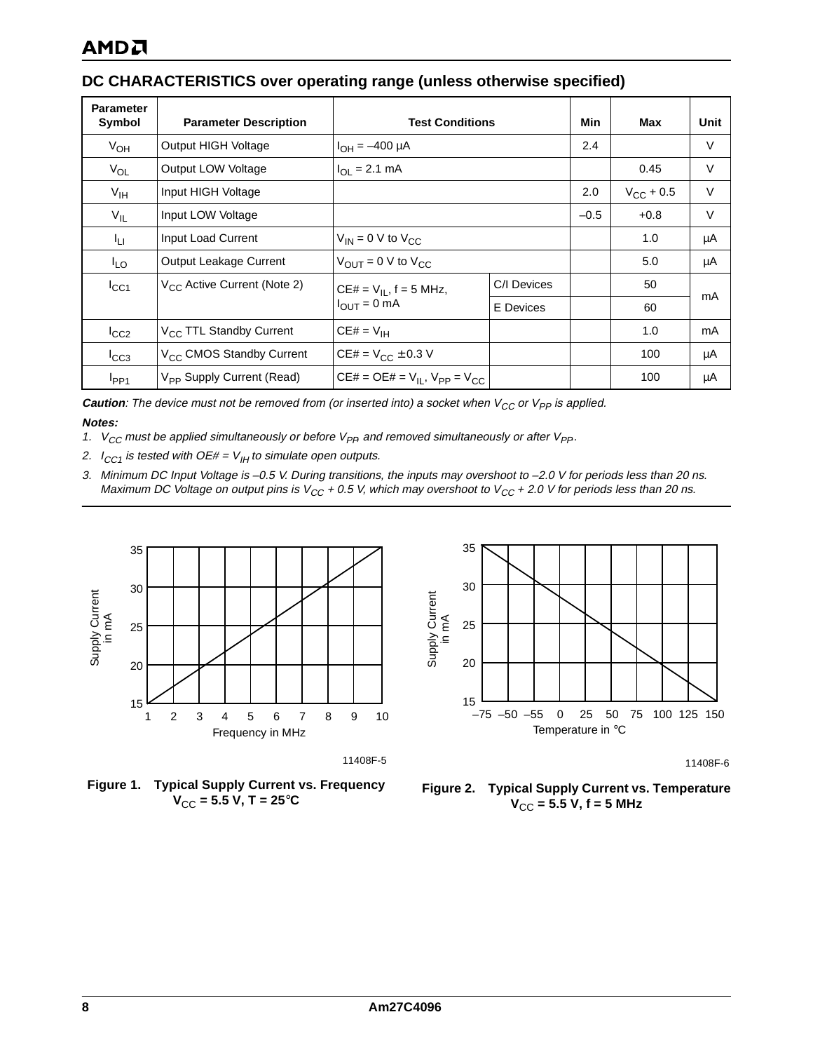## DC CHARACTERISTICS over operating range (unless otherwise specified)

| Parameter Symbol | Parameter Description | Test Conditions | | Min | Max | Unit |
|---|---|---|---|---|---|---|
| $V_{OH}$ | Output HIGH Voltage | $I_{OH}$ = –400 µA | | 2.4 | | V |
| $V_{OL}$ | Output LOW Voltage | $I_{OL}$ = 2.1 mA | | | 0.45 | V |
| $V_{IH}$ | Input HIGH Voltage | | | 2.0 | $V_{CC}$ + 0.5 | V |
| $V_{IL}$ | Input LOW Voltage | | | –0.5 | +0.8 | V |
| $I_{LI}$ | Input Load Current | $V_{IN}$ = 0 V to $V_{CC}$ | | | 1.0 | µA |
| $I_{LO}$ | Output Leakage Current | $V_{OUT}$ = 0 V to $V_{CC}$ | | | 5.0 | µA |
| $I_{CC1}$ | $V_{CC}$ Active Current (Note 2) | CE# = $V_{IL}$, f = 5 MHz, $I_{OUT}$ = 0 mA | C/I Devices | | 50 | mA |
| | | | E Devices | | 60 | mA |
| $I_{CC2}$ | $V_{CC}$ TTL Standby Current | CE# = $V_{IH}$ | | | 1.0 | mA |
| $I_{CC3}$ | $V_{CC}$ CMOS Standby Current | CE# = $V_{CC}$ ± 0.3 V | | | 100 | µA |
| $I_{PP1}$ | $V_{PP}$ Supply Current (Read) | CE# = OE# = $V_{IL}$, $V_{PP}$ = $V_{CC}$ | | | 100 | µA |

***Caution**: The device must not be removed from (or inserted into) a socket when $V_{CC}$ or $V_{PP}$ is applied.*

***Notes:***

1. *$V_{CC}$ must be applied simultaneously or before $V_{PP}$, and removed simultaneously or after $V_{PP}$.*
2. *$I_{CC1}$ is tested with OE# = $V_{IH}$ to simulate open outputs.*
3. *Minimum DC Input Voltage is –0.5 V. During transitions, the inputs may overshoot to –2.0 V for periods less than 20 ns. Maximum DC Voltage on output pins is $V_{CC}$ + 0.5 V, which may overshoot to $V_{CC}$ + 2.0 V for periods less than 20 ns.*

11408F-5

**Figure 1. Typical Supply Current vs. Frequency $V_{CC}$ = 5.5 V, T = 25°C**

11408F-6

**Figure 2. Typical Supply Current vs. Temperature $V_{CC}$ = 5.5 V, f = 5 MHz**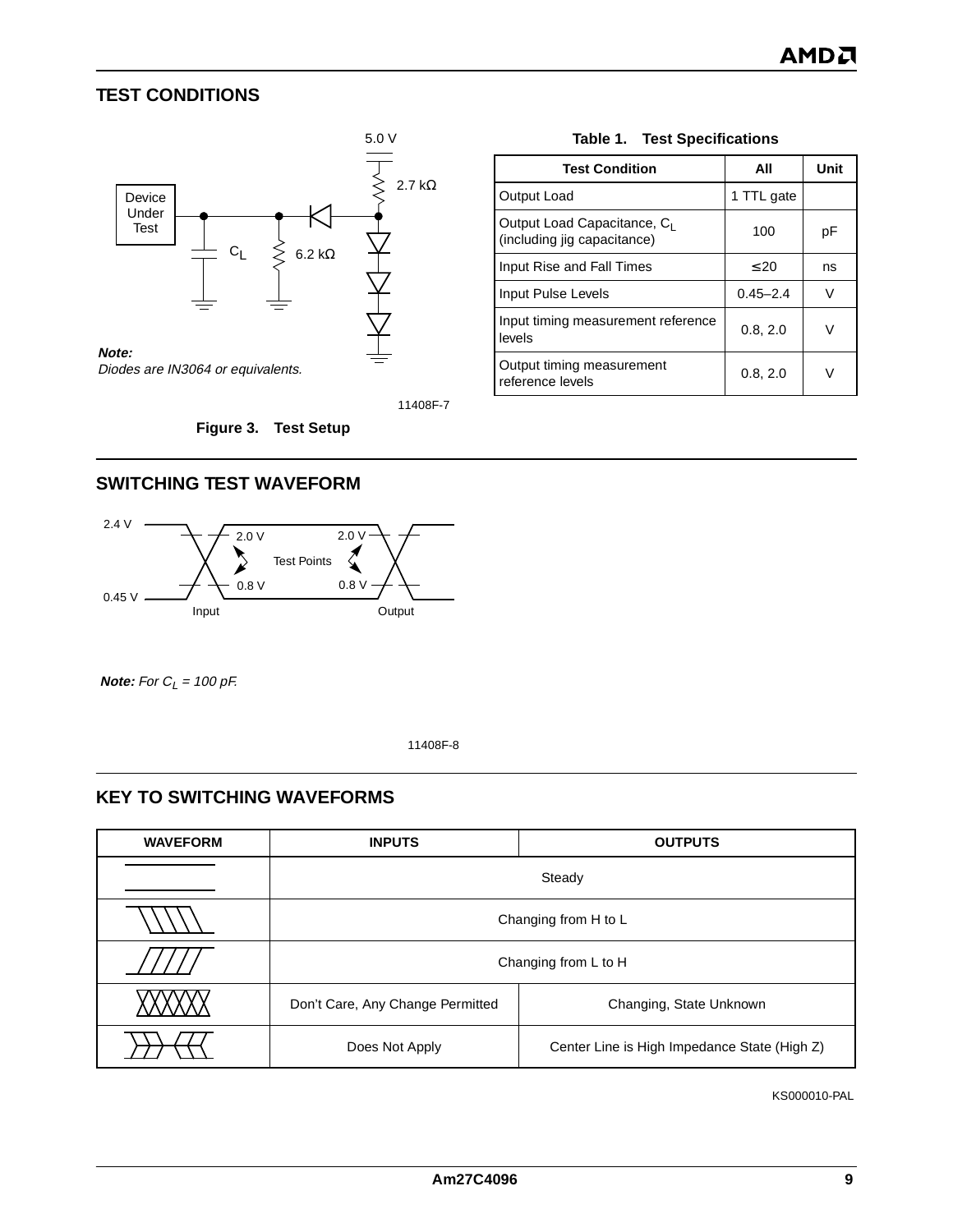## TEST CONDITIONS

5.0 V

2.7 kΩ

Device Under Test

$C_L$

6.2 kΩ

**Note:**
*Diodes are IN3064 or equivalents.*

11408F-7

**Figure 3. Test Setup**

**Table 1. Test Specifications**

| Test Condition | All | Unit |
|---|---|---|
| Output Load | 1 TTL gate | |
| Output Load Capacitance, $C_L$ (including jig capacitance) | 100 | pF |
| Input Rise and Fall Times | ≤ 20 | ns |
| Input Pulse Levels | 0.45–2.4 | V |
| Input timing measurement reference levels | 0.8, 2.0 | V |
| Output timing measurement reference levels | 0.8, 2.0 | V |

## SWITCHING TEST WAVEFORM

2.4 V

0.45 V

2.0 V

0.8 V

Test Points

Input

Output

***Note:*** *For $C_L$ = 100 pF.*

11408F-8

## KEY TO SWITCHING WAVEFORMS

| WAVEFORM | INPUTS | OUTPUTS |
|---|---|---|
| | Steady | |
| | Changing from H to L | |
| | Changing from L to H | |
| | Don't Care, Any Change Permitted | Changing, State Unknown |
| | Does Not Apply | Center Line is High Impedance State (High Z) |

KS000010-PAL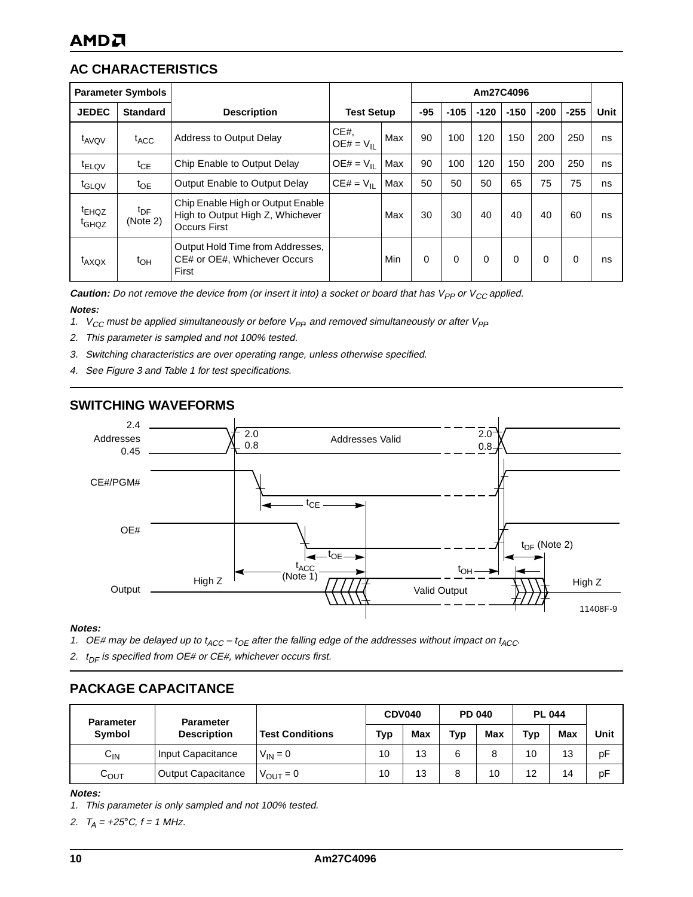## AC CHARACTERISTICS

| Parameter Symbols | | Description | Test Setup | | Am27C4096 | | | | | | Unit |
|---|---|---|---|---|---|---|---|---|---|---|---|
| JEDEC | Standard | | | | -95 | -105 | -120 | -150 | -200 | -255 | |
| $t_{AVQV}$ | $t_{ACC}$ | Address to Output Delay | CE#, OE# = $V_{IL}$ | Max | 90 | 100 | 120 | 150 | 200 | 250 | ns |
| $t_{ELQV}$ | $t_{CE}$ | Chip Enable to Output Delay | OE# = $V_{IL}$ | Max | 90 | 100 | 120 | 150 | 200 | 250 | ns |
| $t_{GLQV}$ | $t_{OE}$ | Output Enable to Output Delay | CE# = $V_{IL}$ | Max | 50 | 50 | 50 | 65 | 75 | 75 | ns |
| $t_{EHQZ}$ $t_{GHQZ}$ | $t_{DF}$ (Note 2) | Chip Enable High or Output Enable High to Output High Z, Whichever Occurs First | | Max | 30 | 30 | 40 | 40 | 40 | 60 | ns |
| $t_{AXQX}$ | $t_{OH}$ | Output Hold Time from Addresses, CE# or OE#, Whichever Occurs First | | Min | 0 | 0 | 0 | 0 | 0 | 0 | ns |

***Caution:*** *Do not remove the device from (or insert it into) a socket or board that has $V_{PP}$ or $V_{CC}$ applied.*

***Notes:***

1. *$V_{CC}$ must be applied simultaneously or before $V_{PP}$, and removed simultaneously or after $V_{PP}$*
2. *This parameter is sampled and not 100% tested.*
3. *Switching characteristics are over operating range, unless otherwise specified.*
4. *See Figure 3 and Table 1 for test specifications.*

## SWITCHING WAVEFORMS

Addresses: 2.4 / 0.45; 2.0 / 0.8; Addresses Valid
CE#/PGM#
OE#
Output: High Z; Valid Output; High Z
$t_{CE}$, $t_{OE}$, $t_{ACC}$ (Note 1), $t_{OH}$, $t_{DF}$ (Note 2)

11408F-9

***Notes:***

1. *OE# may be delayed up to $t_{ACC} – t_{OE}$ after the falling edge of the addresses without impact on $t_{ACC}$.*
2. *$t_{DF}$ is specified from OE# or CE#, whichever occurs first.*

## PACKAGE CAPACITANCE

| Parameter Symbol | Parameter Description | Test Conditions | CDV040 | | PD 040 | | PL 044 | | Unit |
|---|---|---|---|---|---|---|---|---|---|
| | | | Typ | Max | Typ | Max | Typ | Max | |
| $C_{IN}$ | Input Capacitance | $V_{IN} = 0$ | 10 | 13 | 6 | 8 | 10 | 13 | pF |
| $C_{OUT}$ | Output Capacitance | $V_{OUT} = 0$ | 10 | 13 | 8 | 10 | 12 | 14 | pF |

***Notes:***

1. *This parameter is only sampled and not 100% tested.*
2. *$T_A = +25°C$, f = 1 MHz.*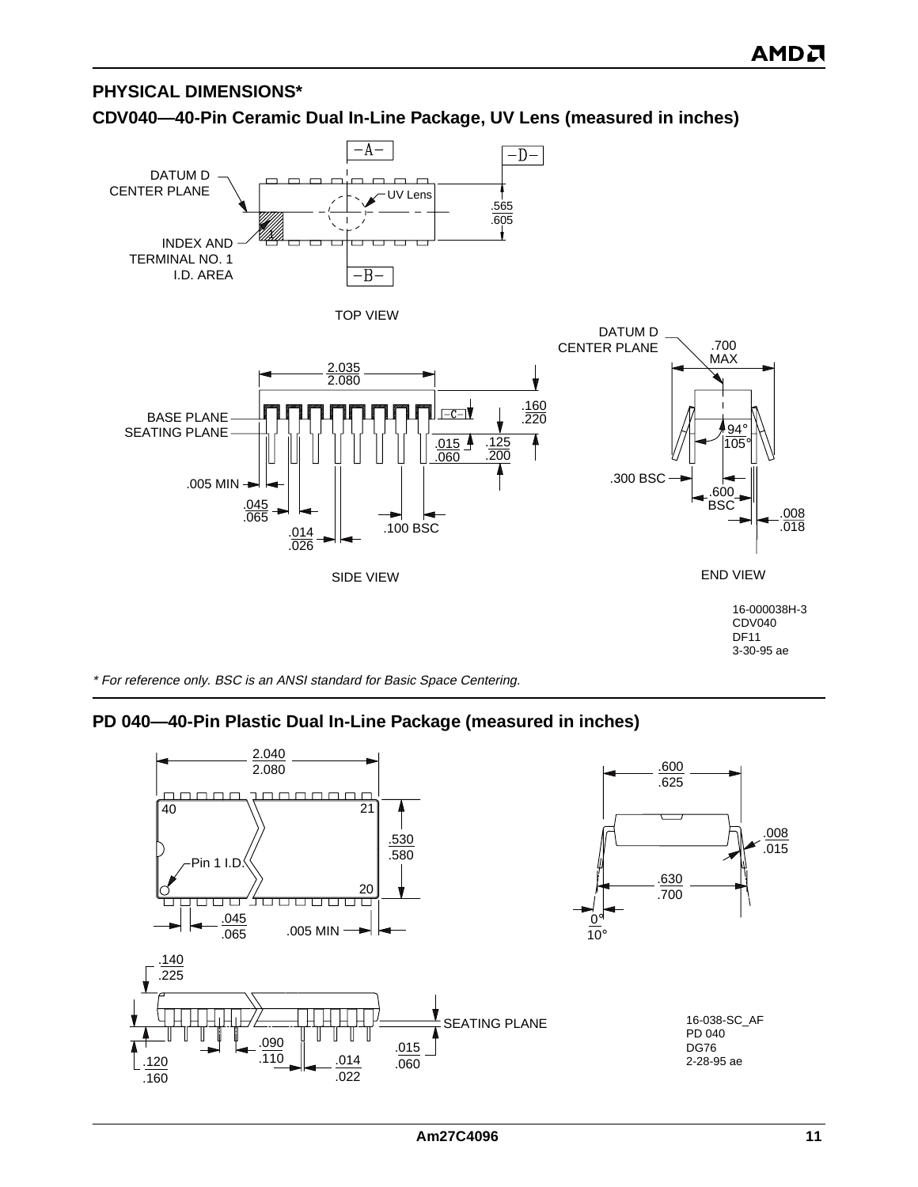## PHYSICAL DIMENSIONS*

### CDV040—40-Pin Ceramic Dual In-Line Package, UV Lens (measured in inches)

DATUM D CENTER PLANE

INDEX AND TERMINAL NO. 1 I.D. AREA

UV Lens

–A–

–B–

–D–

.565
.605

TOP VIEW

2.035
2.080

BASE PLANE

SEATING PLANE

–C–

.160
.220

.015
.060

.125
.200

.005 MIN

.045
.065

.014
.026

.100 BSC

SIDE VIEW

DATUM D CENTER PLANE

.700 MAX

94°
105°

.300 BSC

.600 BSC

.008
.018

END VIEW

16-000038H-3
CDV040
DF11
3-30-95 ae

*\* For reference only. BSC is an ANSI standard for Basic Space Centering.*

### PD 040—40-Pin Plastic Dual In-Line Package (measured in inches)

2.040
2.080

40

21

Pin 1 I.D.

20

.530
.580

.045
.065

.005 MIN

.140
.225

SEATING PLANE

.120
.160

.090
.110

.014
.022

.015
.060

.600
.625

.008
.015

.630
.700

0°
10°

16-038-SC_AF
PD 040
DG76
2-28-95 ae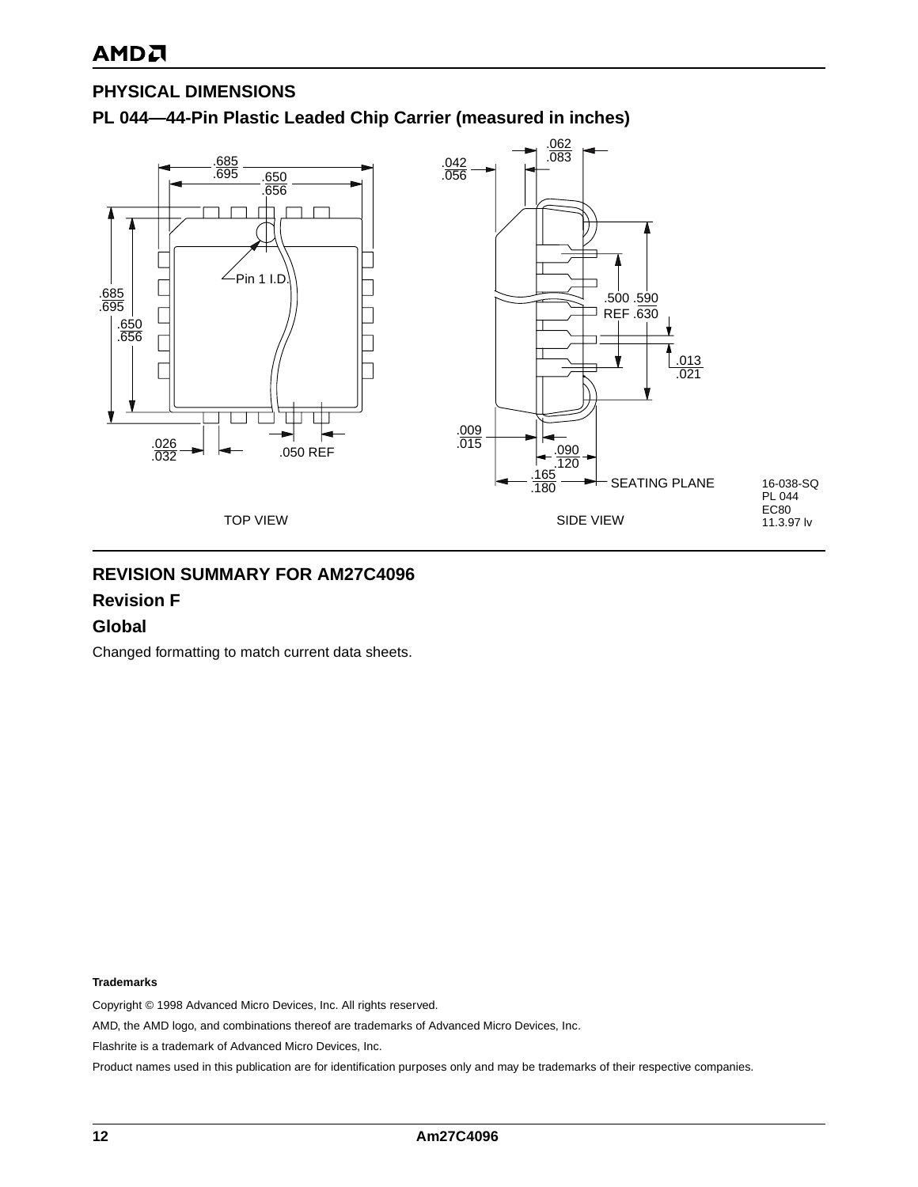## PHYSICAL DIMENSIONS

### PL 044—44-Pin Plastic Leaded Chip Carrier (measured in inches)

.685
.695
.650
.656
Pin 1 I.D.
.685
.695
.650
.656
.026
.032
.050 REF
TOP VIEW

.042
.056
.062
.083
.500 REF
.590
.630
.013
.021
.009
.015
.090
.120
.165
.180
SEATING PLANE
SIDE VIEW

16-038-SQ
PL 044
EC80
11.3.97 lv

## REVISION SUMMARY FOR AM27C4096

### Revision F

### Global

Changed formatting to match current data sheets.

**Trademarks**

Copyright © 1998 Advanced Micro Devices, Inc. All rights reserved.

AMD, the AMD logo, and combinations thereof are trademarks of Advanced Micro Devices, Inc.

Flashrite is a trademark of Advanced Micro Devices, Inc.

Product names used in this publication are for identification purposes only and may be trademarks of their respective companies.